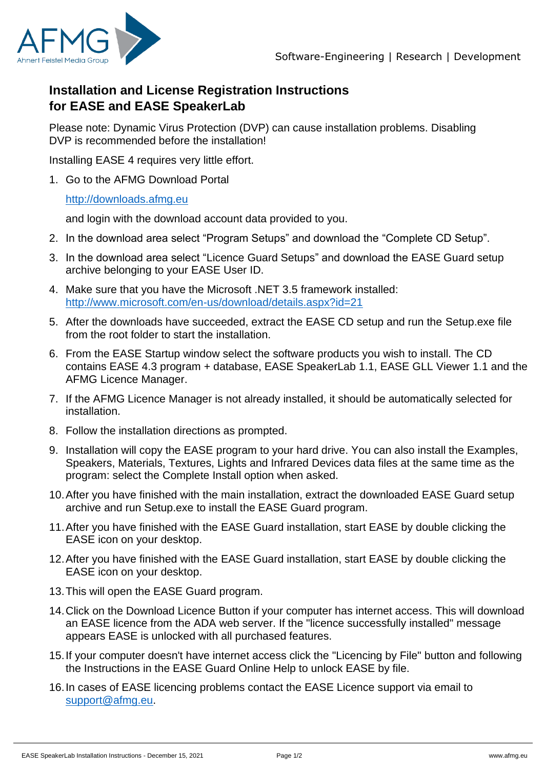# Installation and License Registration Instructions for EASE and EASE SpeakerLab

Please note: Dynamic Virus Protection (DVP) can cause installation problems. Disabling DVP is recommended before the installation!

Installing EASE 4 requires very little effort.

1. Go to the AFMG Download Portal

   http://downloads.afmg.eu

   and login with the download account data provided to you.

2. In the download area select “Program Setups” and download the “Complete CD Setup”.
3. In the download area select “Licence Guard Setups” and download the EASE Guard setup archive belonging to your EASE User ID.
4. Make sure that you have the Microsoft .NET 3.5 framework installed: http://www.microsoft.com/en-us/download/details.aspx?id=21
5. After the downloads have succeeded, extract the EASE CD setup and run the Setup.exe file from the root folder to start the installation.
6. From the EASE Startup window select the software products you wish to install. The CD contains EASE 4.3 program + database, EASE SpeakerLab 1.1, EASE GLL Viewer 1.1 and the AFMG Licence Manager.
7. If the AFMG Licence Manager is not already installed, it should be automatically selected for installation.
8. Follow the installation directions as prompted.
9. Installation will copy the EASE program to your hard drive. You can also install the Examples, Speakers, Materials, Textures, Lights and Infrared Devices data files at the same time as the program: select the Complete Install option when asked.
10. After you have finished with the main installation, extract the downloaded EASE Guard setup archive and run Setup.exe to install the EASE Guard program.
11. After you have finished with the EASE Guard installation, start EASE by double clicking the EASE icon on your desktop.
12. After you have finished with the EASE Guard installation, start EASE by double clicking the EASE icon on your desktop.
13. This will open the EASE Guard program.
14. Click on the Download Licence Button if your computer has internet access. This will download an EASE licence from the ADA web server. If the "licence successfully installed" message appears EASE is unlocked with all purchased features.
15. If your computer doesn't have internet access click the "Licencing by File" button and following the Instructions in the EASE Guard Online Help to unlock EASE by file.
16. In cases of EASE licencing problems contact the EASE Licence support via email to support@afmg.eu.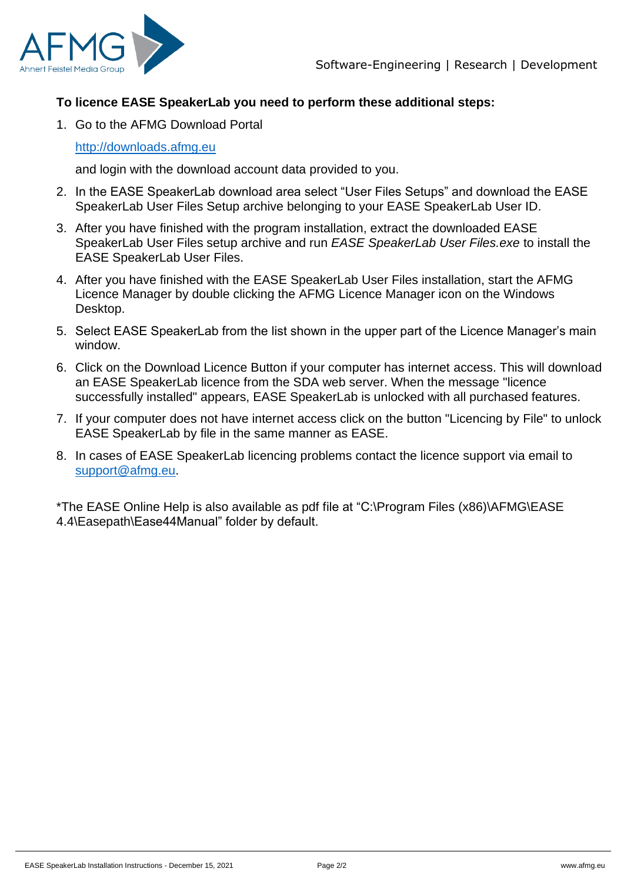**To licence EASE SpeakerLab you need to perform these additional steps:**

1. Go to the AFMG Download Portal

   http://downloads.afmg.eu

   and login with the download account data provided to you.

2. In the EASE SpeakerLab download area select “User Files Setups” and download the EASE SpeakerLab User Files Setup archive belonging to your EASE SpeakerLab User ID.

3. After you have finished with the program installation, extract the downloaded EASE SpeakerLab User Files setup archive and run *EASE SpeakerLab User Files.exe* to install the EASE SpeakerLab User Files.

4. After you have finished with the EASE SpeakerLab User Files installation, start the AFMG Licence Manager by double clicking the AFMG Licence Manager icon on the Windows Desktop.

5. Select EASE SpeakerLab from the list shown in the upper part of the Licence Manager’s main window.

6. Click on the Download Licence Button if your computer has internet access. This will download an EASE SpeakerLab licence from the SDA web server. When the message "licence successfully installed" appears, EASE SpeakerLab is unlocked with all purchased features.

7. If your computer does not have internet access click on the button "Licencing by File" to unlock EASE SpeakerLab by file in the same manner as EASE.

8. In cases of EASE SpeakerLab licencing problems contact the licence support via email to support@afmg.eu.

*The EASE Online Help is also available as pdf file at “C:\Program Files (x86)\AFMG\EASE 4.4\Easepath\Ease44Manual” folder by default.